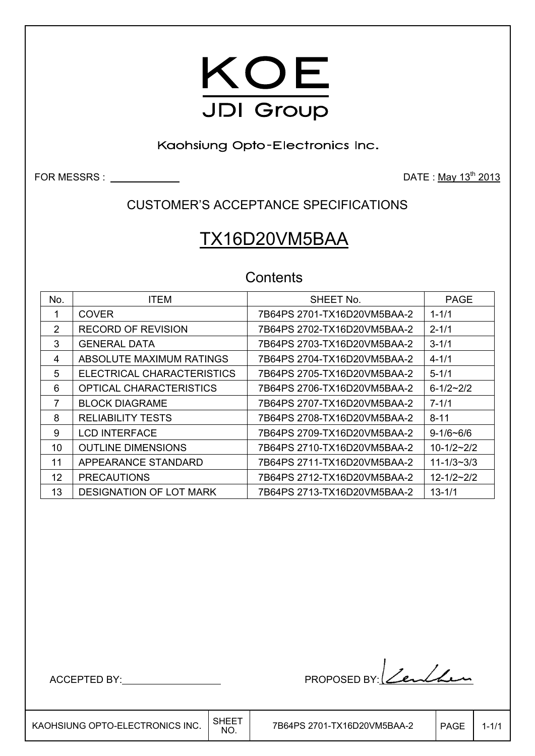# KOE

JDI Group

Kaohsiung Opto-Electronics Inc.

FOR MESSRS : ____________ DATE : May 13th 2013

## CUSTOMER'S ACCEPTANCE SPECIFICATIONS

# TX16D20VM5BAA

## Contents

| No. | ITEM | SHEET No. | PAGE |
|---|---|---|---|
| 1 | COVER | 7B64PS 2701-TX16D20VM5BAA-2 | 1-1/1 |
| 2 | RECORD OF REVISION | 7B64PS 2702-TX16D20VM5BAA-2 | 2-1/1 |
| 3 | GENERAL DATA | 7B64PS 2703-TX16D20VM5BAA-2 | 3-1/1 |
| 4 | ABSOLUTE MAXIMUM RATINGS | 7B64PS 2704-TX16D20VM5BAA-2 | 4-1/1 |
| 5 | ELECTRICAL CHARACTERISTICS | 7B64PS 2705-TX16D20VM5BAA-2 | 5-1/1 |
| 6 | OPTICAL CHARACTERISTICS | 7B64PS 2706-TX16D20VM5BAA-2 | 6-1/2~2/2 |
| 7 | BLOCK DIAGRAME | 7B64PS 2707-TX16D20VM5BAA-2 | 7-1/1 |
| 8 | RELIABILITY TESTS | 7B64PS 2708-TX16D20VM5BAA-2 | 8-11 |
| 9 | LCD INTERFACE | 7B64PS 2709-TX16D20VM5BAA-2 | 9-1/6~6/6 |
| 10 | OUTLINE DIMENSIONS | 7B64PS 2710-TX16D20VM5BAA-2 | 10-1/2~2/2 |
| 11 | APPEARANCE STANDARD | 7B64PS 2711-TX16D20VM5BAA-2 | 11-1/3~3/3 |
| 12 | PRECAUTIONS | 7B64PS 2712-TX16D20VM5BAA-2 | 12-1/2~2/2 |
| 13 | DESIGNATION OF LOT MARK | 7B64PS 2713-TX16D20VM5BAA-2 | 13-1/1 |

ACCEPTED BY: ____________ PROPOSED BY: (signature)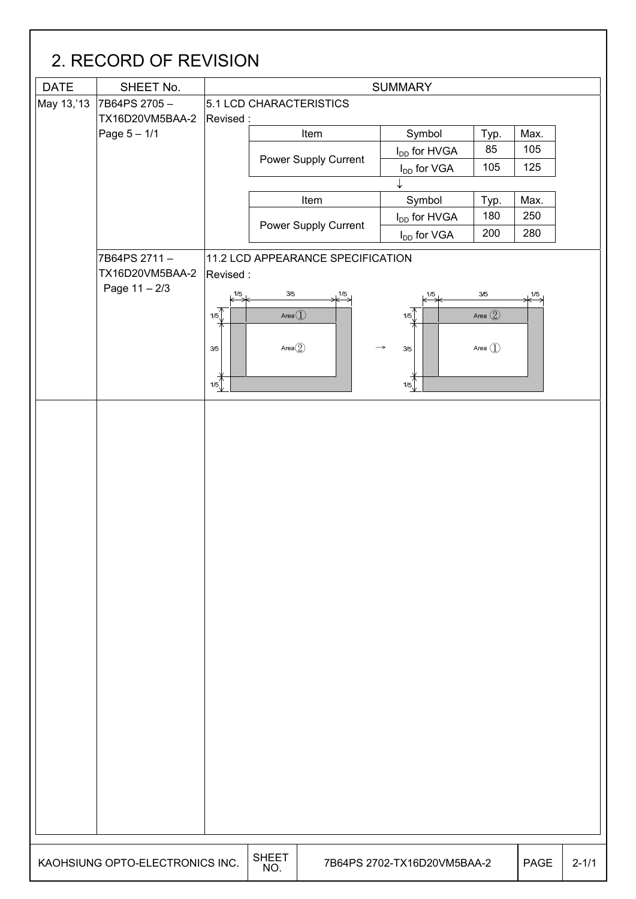## 2. RECORD OF REVISION

| DATE | SHEET No. | SUMMARY |
|---|---|---|
| May 13,'13 | 7B64PS 2705 – TX16D20VM5BAA-2 Page 5 – 1/1 | 5.1 LCD CHARACTERISTICS<br>Revised : |
| | 7B64PS 2711 – TX16D20VM5BAA-2 Page 11 – 2/3 | 11.2 LCD APPEARANCE SPECIFICATION<br>Revised : |

5.1 LCD CHARACTERISTICS — Revised:

| Item | Symbol | Typ. | Max. |
|---|---|---|---|
| Power Supply Current | $I_{DD}$ for HVGA | 85 | 105 |
| | $I_{DD}$ for VGA | 105 | 125 |

↓

| Item | Symbol | Typ. | Max. |
|---|---|---|---|
| Power Supply Current | $I_{DD}$ for HVGA | 180 | 250 |
| | $I_{DD}$ for VGA | 200 | 280 |

11.2 LCD APPEARANCE SPECIFICATION — Revised:

Before: Outer border (1/5 width each side) = Area ①; center (3/5 × 3/5) = Area ②

→

After: Outer border (1/5 width each side) = Area ②; center (3/5 × 3/5) = Area ①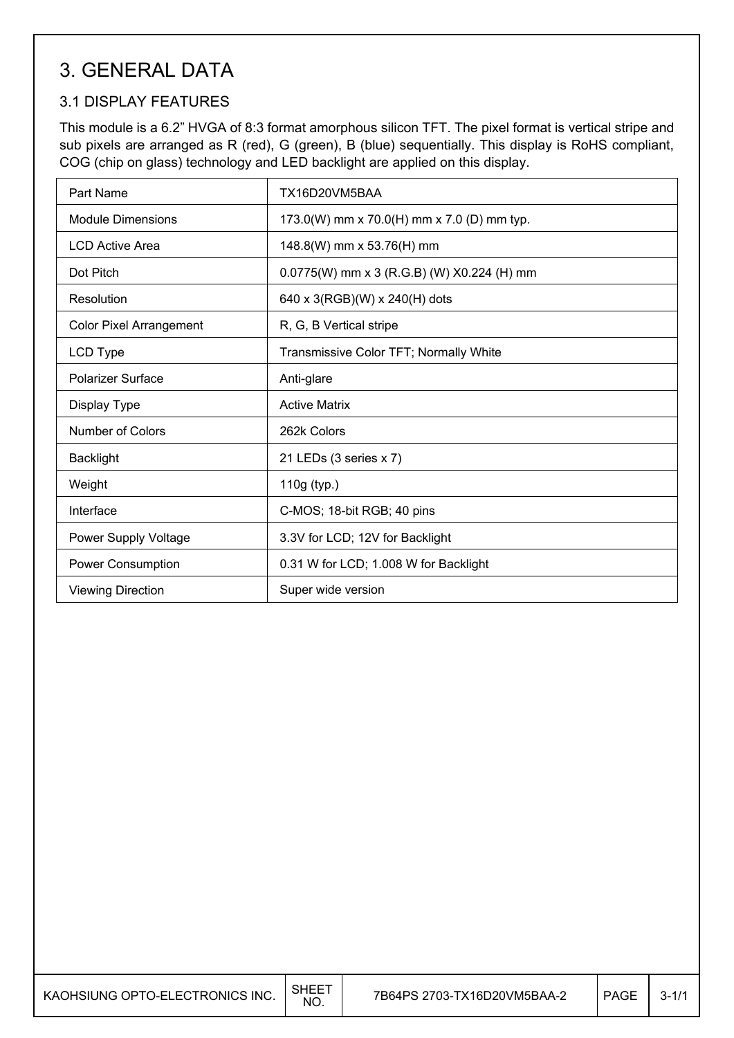# 3. GENERAL DATA

## 3.1 DISPLAY FEATURES

This module is a 6.2" HVGA of 8:3 format amorphous silicon TFT. The pixel format is vertical stripe and sub pixels are arranged as R (red), G (green), B (blue) sequentially. This display is RoHS compliant, COG (chip on glass) technology and LED backlight are applied on this display.

| Part Name | TX16D20VM5BAA |
|---|---|
| Module Dimensions | 173.0(W) mm x 70.0(H) mm x 7.0 (D) mm typ. |
| LCD Active Area | 148.8(W) mm x 53.76(H) mm |
| Dot Pitch | 0.0775(W) mm x 3 (R.G.B) (W) X0.224 (H) mm |
| Resolution | 640 x 3(RGB)(W) x 240(H) dots |
| Color Pixel Arrangement | R, G, B Vertical stripe |
| LCD Type | Transmissive Color TFT; Normally White |
| Polarizer Surface | Anti-glare |
| Display Type | Active Matrix |
| Number of Colors | 262k Colors |
| Backlight | 21 LEDs (3 series x 7) |
| Weight | 110g (typ.) |
| Interface | C-MOS; 18-bit RGB; 40 pins |
| Power Supply Voltage | 3.3V for LCD; 12V for Backlight |
| Power Consumption | 0.31 W for LCD; 1.008 W for Backlight |
| Viewing Direction | Super wide version |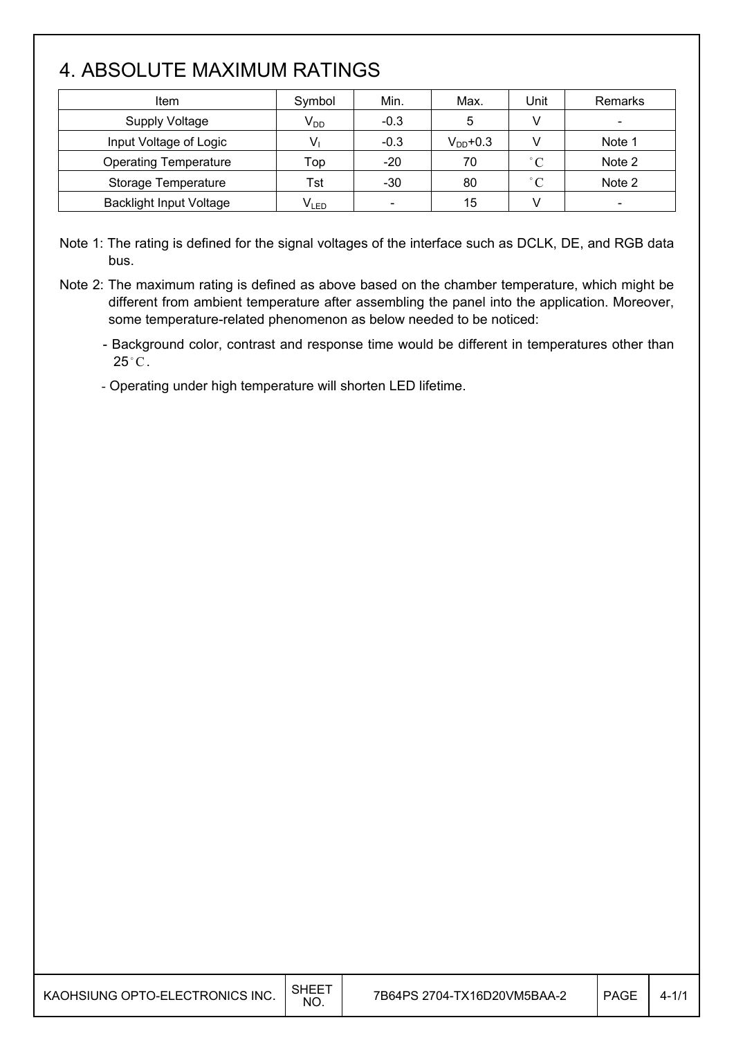# 4. ABSOLUTE MAXIMUM RATINGS

| Item | Symbol | Min. | Max. | Unit | Remarks |
|---|---|---|---|---|---|
| Supply Voltage | $V_{DD}$ | -0.3 | 5 | V | - |
| Input Voltage of Logic | $V_I$ | -0.3 | $V_{DD}$+0.3 | V | Note 1 |
| Operating Temperature | Top | -20 | 70 | °C | Note 2 |
| Storage Temperature | Tst | -30 | 80 | °C | Note 2 |
| Backlight Input Voltage | $V_{LED}$ | - | 15 | V | - |

Note 1: The rating is defined for the signal voltages of the interface such as DCLK, DE, and RGB data bus.

Note 2: The maximum rating is defined as above based on the chamber temperature, which might be different from ambient temperature after assembling the panel into the application. Moreover, some temperature-related phenomenon as below needed to be noticed:

- Background color, contrast and response time would be different in temperatures other than 25°C.
- Operating under high temperature will shorten LED lifetime.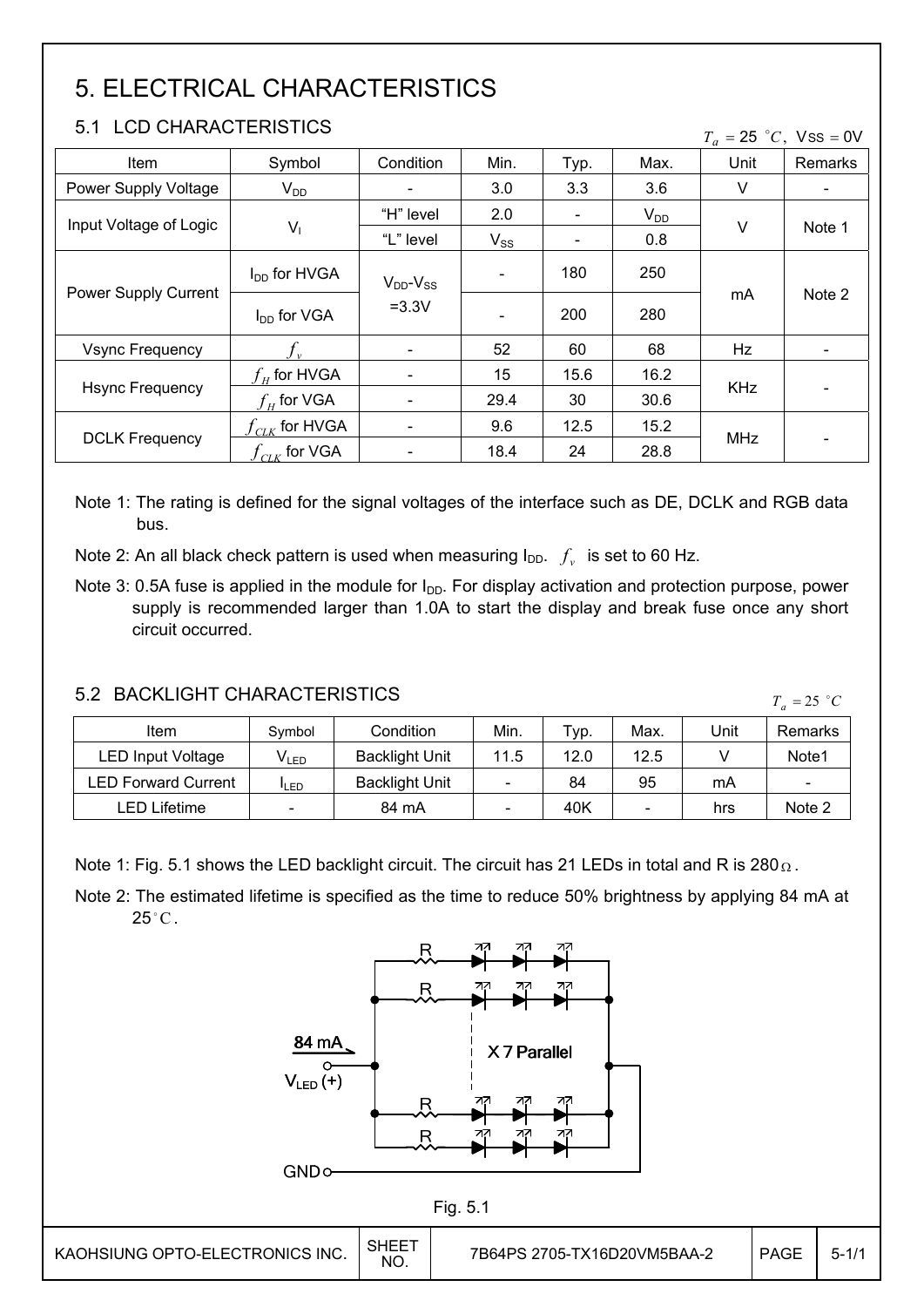# 5. ELECTRICAL CHARACTERISTICS

## 5.1 LCD CHARACTERISTICS

$T_a = 25\ ^{\circ}C$, $V_{SS} = 0V$

| Item | Symbol | Condition | Min. | Typ. | Max. | Unit | Remarks |
|---|---|---|---|---|---|---|---|
| Power Supply Voltage | $V_{DD}$ | - | 3.0 | 3.3 | 3.6 | V | - |
| Input Voltage of Logic | $V_I$ | "H" level | 2.0 | - | $V_{DD}$ | V | Note 1 |
| | | "L" level | $V_{SS}$ | - | 0.8 | | |
| Power Supply Current | $I_{DD}$ for HVGA | $V_{DD}$-$V_{SS}$ =3.3V | - | 180 | 250 | mA | Note 2 |
| | $I_{DD}$ for VGA | | - | 200 | 280 | | |
| Vsync Frequency | $f_v$ | - | 52 | 60 | 68 | Hz | - |
| Hsync Frequency | $f_H$ for HVGA | - | 15 | 15.6 | 16.2 | KHz | - |
| | $f_H$ for VGA | - | 29.4 | 30 | 30.6 | | |
| DCLK Frequency | $f_{CLK}$ for HVGA | - | 9.6 | 12.5 | 15.2 | MHz | - |
| | $f_{CLK}$ for VGA | - | 18.4 | 24 | 28.8 | | |

Note 1: The rating is defined for the signal voltages of the interface such as DE, DCLK and RGB data bus.

Note 2: An all black check pattern is used when measuring $I_{DD}$. $f_v$ is set to 60 Hz.

Note 3: 0.5A fuse is applied in the module for $I_{DD}$. For display activation and protection purpose, power supply is recommended larger than 1.0A to start the display and break fuse once any short circuit occurred.

## 5.2 BACKLIGHT CHARACTERISTICS

$T_a = 25\ ^{\circ}C$

| Item | Symbol | Condition | Min. | Typ. | Max. | Unit | Remarks |
|---|---|---|---|---|---|---|---|
| LED Input Voltage | $V_{LED}$ | Backlight Unit | 11.5 | 12.0 | 12.5 | V | Note1 |
| LED Forward Current | $I_{LED}$ | Backlight Unit | - | 84 | 95 | mA | - |
| LED Lifetime | - | 84 mA | - | 40K | - | hrs | Note 2 |

Note 1: Fig. 5.1 shows the LED backlight circuit. The circuit has 21 LEDs in total and R is 280Ω.

Note 2: The estimated lifetime is specified as the time to reduce 50% brightness by applying 84 mA at 25°C.

84 mA

$V_{LED}$ (+)

R

X 7 Parallel

GND

Fig. 5.1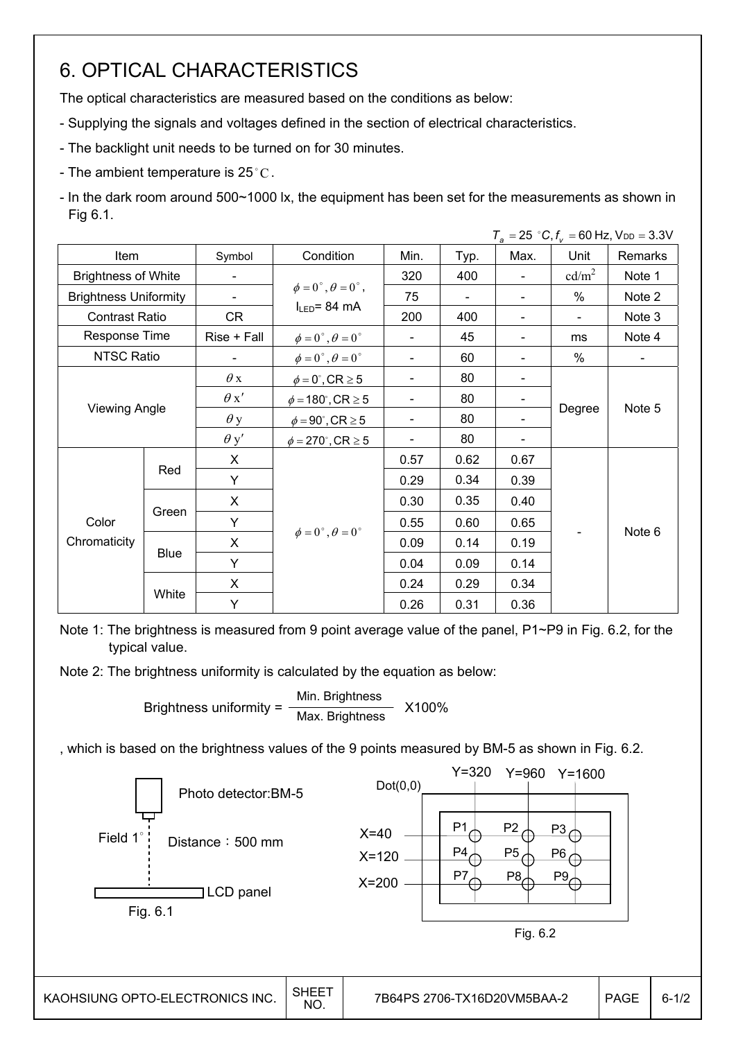# 6. OPTICAL CHARACTERISTICS

The optical characteristics are measured based on the conditions as below:

- Supplying the signals and voltages defined in the section of electrical characteristics.
- The backlight unit needs to be turned on for 30 minutes.
- The ambient temperature is 25°C.
- In the dark room around 500~1000 lx, the equipment has been set for the measurements as shown in Fig 6.1.

$T_a = 25\ ^\circ C, f_v = 60$ Hz, $V_{DD} = 3.3$V

| Item | | Symbol | Condition | Min. | Typ. | Max. | Unit | Remarks |
|---|---|---|---|---|---|---|---|---|
| Brightness of White | | - | $\phi = 0^\circ, \theta = 0^\circ$, $I_{LED}$= 84 mA | 320 | 400 | - | cd/m$^2$ | Note 1 |
| Brightness Uniformity | | - | | 75 | - | - | % | Note 2 |
| Contrast Ratio | | CR | | 200 | 400 | - | - | Note 3 |
| Response Time | | Rise + Fall | $\phi = 0^\circ, \theta = 0^\circ$ | - | 45 | - | ms | Note 4 |
| NTSC Ratio | | - | $\phi = 0^\circ, \theta = 0^\circ$ | - | 60 | - | % | - |
| Viewing Angle | | $\theta$x | $\phi = 0^\circ, CR \geq 5$ | - | 80 | - | Degree | Note 5 |
| | | $\theta$x' | $\phi = 180^\circ, CR \geq 5$ | - | 80 | - | | |
| | | $\theta$y | $\phi = 90^\circ, CR \geq 5$ | - | 80 | - | | |
| | | $\theta$y' | $\phi = 270^\circ, CR \geq 5$ | - | 80 | - | | |
| Color Chromaticity | Red | X | $\phi = 0^\circ, \theta = 0^\circ$ | 0.57 | 0.62 | 0.67 | - | Note 6 |
| | | Y | | 0.29 | 0.34 | 0.39 | | |
| | Green | X | | 0.30 | 0.35 | 0.40 | | |
| | | Y | | 0.55 | 0.60 | 0.65 | | |
| | Blue | X | | 0.09 | 0.14 | 0.19 | | |
| | | Y | | 0.04 | 0.09 | 0.14 | | |
| | White | X | | 0.24 | 0.29 | 0.34 | | |
| | | Y | | 0.26 | 0.31 | 0.36 | | |

Note 1: The brightness is measured from 9 point average value of the panel, P1~P9 in Fig. 6.2, for the typical value.

Note 2: The brightness uniformity is calculated by the equation as below:

$$\text{Brightness uniformity} = \frac{\text{Min. Brightness}}{\text{Max. Brightness}} \text{ X100\%}$$

, which is based on the brightness values of the 9 points measured by BM-5 as shown in Fig. 6.2.

Photo detector:BM-5

Field 1°

Distance：500 mm

LCD panel

Fig. 6.1

Dot(0,0) Y=320 Y=960 Y=1600

X=40 P1 P2 P3

X=120 P4 P5 P6

X=200 P7 P8 P9

Fig. 6.2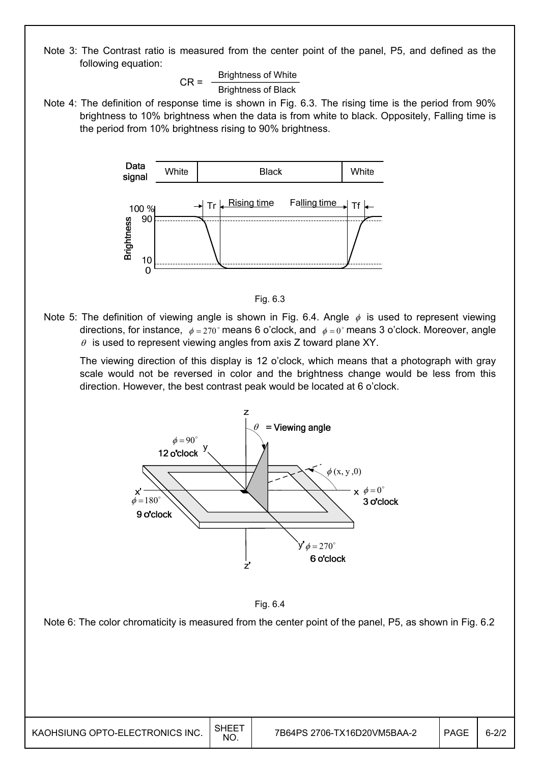Note 3: The Contrast ratio is measured from the center point of the panel, P5, and defined as the following equation:

$$CR = \frac{\text{Brightness of White}}{\text{Brightness of Black}}$$

Note 4: The definition of response time is shown in Fig. 6.3. The rising time is the period from 90% brightness to 10% brightness when the data is from white to black. Oppositely, Falling time is the period from 10% brightness rising to 90% brightness.

Fig. 6.3

Note 5: The definition of viewing angle is shown in Fig. 6.4. Angle $\phi$ is used to represent viewing directions, for instance, $\phi = 270^\circ$ means 6 o'clock, and $\phi = 0^\circ$ means 3 o'clock. Moreover, angle $\theta$ is used to represent viewing angles from axis Z toward plane XY.

The viewing direction of this display is 12 o'clock, which means that a photograph with gray scale would not be reversed in color and the brightness change would be less from this direction. However, the best contrast peak would be located at 6 o'clock.

Fig. 6.4

Note 6: The color chromaticity is measured from the center point of the panel, P5, as shown in Fig. 6.2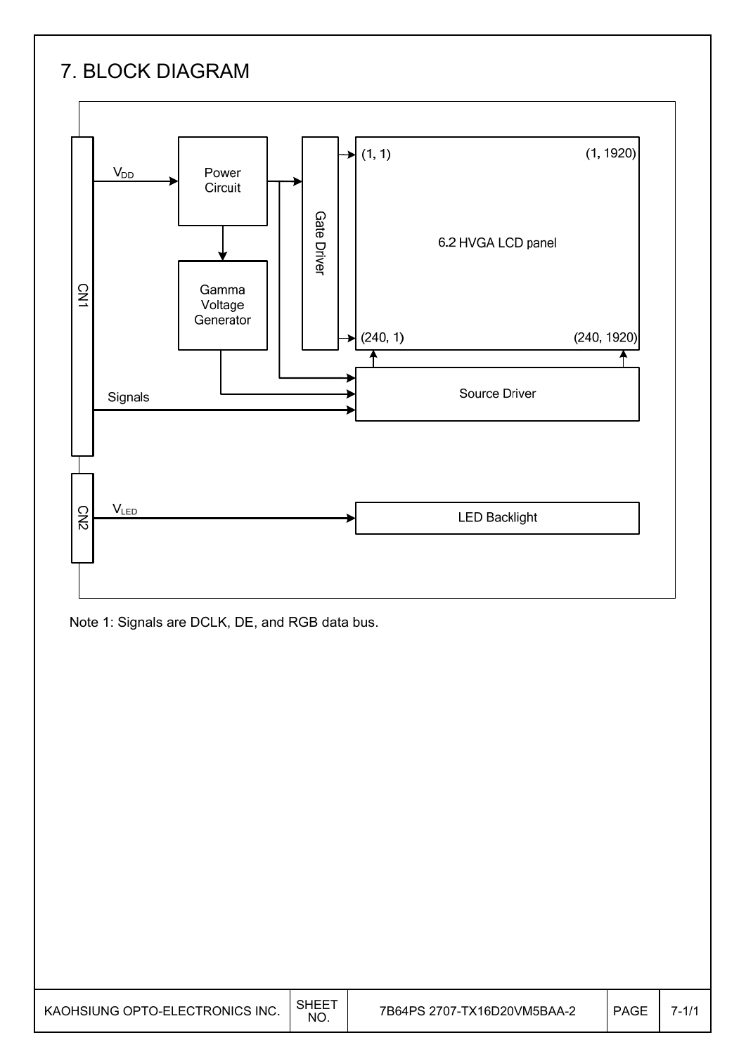# 7. BLOCK DIAGRAM

CN1

$V_{DD}$

Power Circuit

Gamma Voltage Generator

Gate Driver

(1, 1) (1, 1920)

6.2 HVGA LCD panel

(240, 1) (240, 1920)

Source Driver

Signals

CN2

$V_{LED}$

LED Backlight

Note 1: Signals are DCLK, DE, and RGB data bus.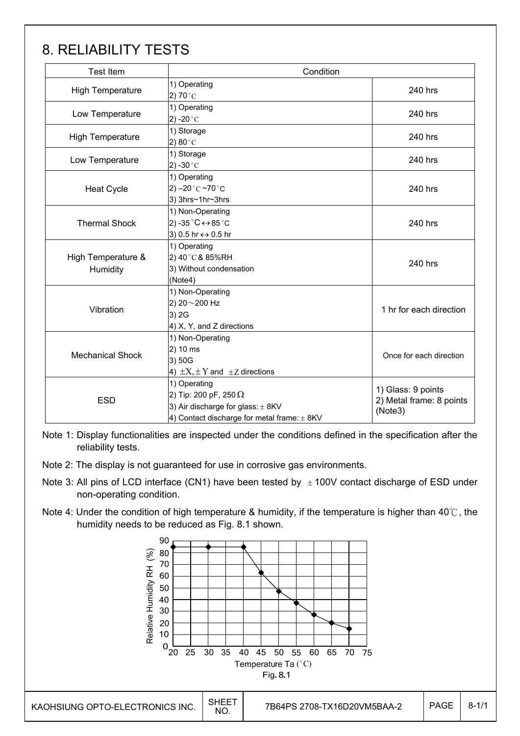# 8. RELIABILITY TESTS

| Test Item | Condition | |
|---|---|---|
| High Temperature | 1) Operating<br>2) 70°C | 240 hrs |
| Low Temperature | 1) Operating<br>2) -20°C | 240 hrs |
| High Temperature | 1) Storage<br>2) 80°C | 240 hrs |
| Low Temperature | 1) Storage<br>2) -30°C | 240 hrs |
| Heat Cycle | 1) Operating<br>2) –20°C ~70°C<br>3) 3hrs~1hr~3hrs | 240 hrs |
| Thermal Shock | 1) Non-Operating<br>2) -35°C ↔ 85°C<br>3) 0.5 hr ↔ 0.5 hr | 240 hrs |
| High Temperature & Humidity | 1) Operating<br>2) 40°C & 85%RH<br>3) Without condensation<br>(Note4) | 240 hrs |
| Vibration | 1) Non-Operating<br>2) 20～200 Hz<br>3) 2G<br>4) X, Y, and Z directions | 1 hr for each direction |
| Mechanical Shock | 1) Non-Operating<br>2) 10 ms<br>3) 50G<br>4) ±X, ±Y and ±Z directions | Once for each direction |
| ESD | 1) Operating<br>2) Tip: 200 pF, 250 Ω<br>3) Air discharge for glass: ± 8KV<br>4) Contact discharge for metal frame: ± 8KV | 1) Glass: 9 points<br>2) Metal frame: 8 points<br>(Note3) |

Note 1: Display functionalities are inspected under the conditions defined in the specification after the reliability tests.

Note 2: The display is not guaranteed for use in corrosive gas environments.

Note 3: All pins of LCD interface (CN1) have been tested by ±100V contact discharge of ESD under non-operating condition.

Note 4: Under the condition of high temperature & humidity, if the temperature is higher than 40℃, the humidity needs to be reduced as Fig. 8.1 shown.

Fig. 8.1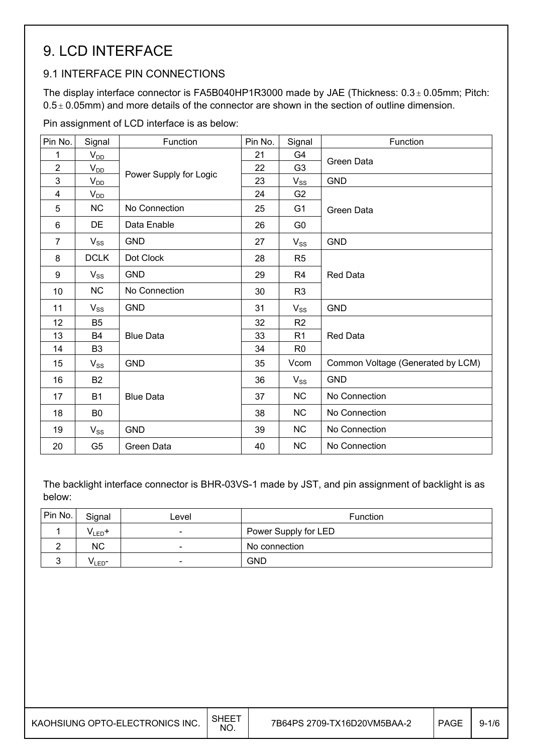# 9. LCD INTERFACE

## 9.1 INTERFACE PIN CONNECTIONS

The display interface connector is FA5B040HP1R3000 made by JAE (Thickness: 0.3 ± 0.05mm; Pitch: 0.5 ± 0.05mm) and more details of the connector are shown in the section of outline dimension.

Pin assignment of LCD interface is as below:

| Pin No. | Signal | Function | Pin No. | Signal | Function |
|---|---|---|---|---|---|
| 1 | $V_{DD}$ | Power Supply for Logic | 21 | G4 | Green Data |
| 2 | $V_{DD}$ | | 22 | G3 | |
| 3 | $V_{DD}$ | | 23 | $V_{SS}$ | GND |
| 4 | $V_{DD}$ | | 24 | G2 | Green Data |
| 5 | NC | No Connection | 25 | G1 | |
| 6 | DE | Data Enable | 26 | G0 | |
| 7 | $V_{SS}$ | GND | 27 | $V_{SS}$ | GND |
| 8 | DCLK | Dot Clock | 28 | R5 | Red Data |
| 9 | $V_{SS}$ | GND | 29 | R4 | |
| 10 | NC | No Connection | 30 | R3 | |
| 11 | $V_{SS}$ | GND | 31 | $V_{SS}$ | GND |
| 12 | B5 | Blue Data | 32 | R2 | Red Data |
| 13 | B4 | | 33 | R1 | |
| 14 | B3 | | 34 | R0 | |
| 15 | $V_{SS}$ | GND | 35 | Vcom | Common Voltage (Generated by LCM) |
| 16 | B2 | Blue Data | 36 | $V_{SS}$ | GND |
| 17 | B1 | | 37 | NC | No Connection |
| 18 | B0 | | 38 | NC | No Connection |
| 19 | $V_{SS}$ | GND | 39 | NC | No Connection |
| 20 | G5 | Green Data | 40 | NC | No Connection |

The backlight interface connector is BHR-03VS-1 made by JST, and pin assignment of backlight is as below:

| Pin No. | Signal | Level | Function |
|---|---|---|---|
| 1 | $V_{LED}$+ | - | Power Supply for LED |
| 2 | NC | - | No connection |
| 3 | $V_{LED}$- | - | GND |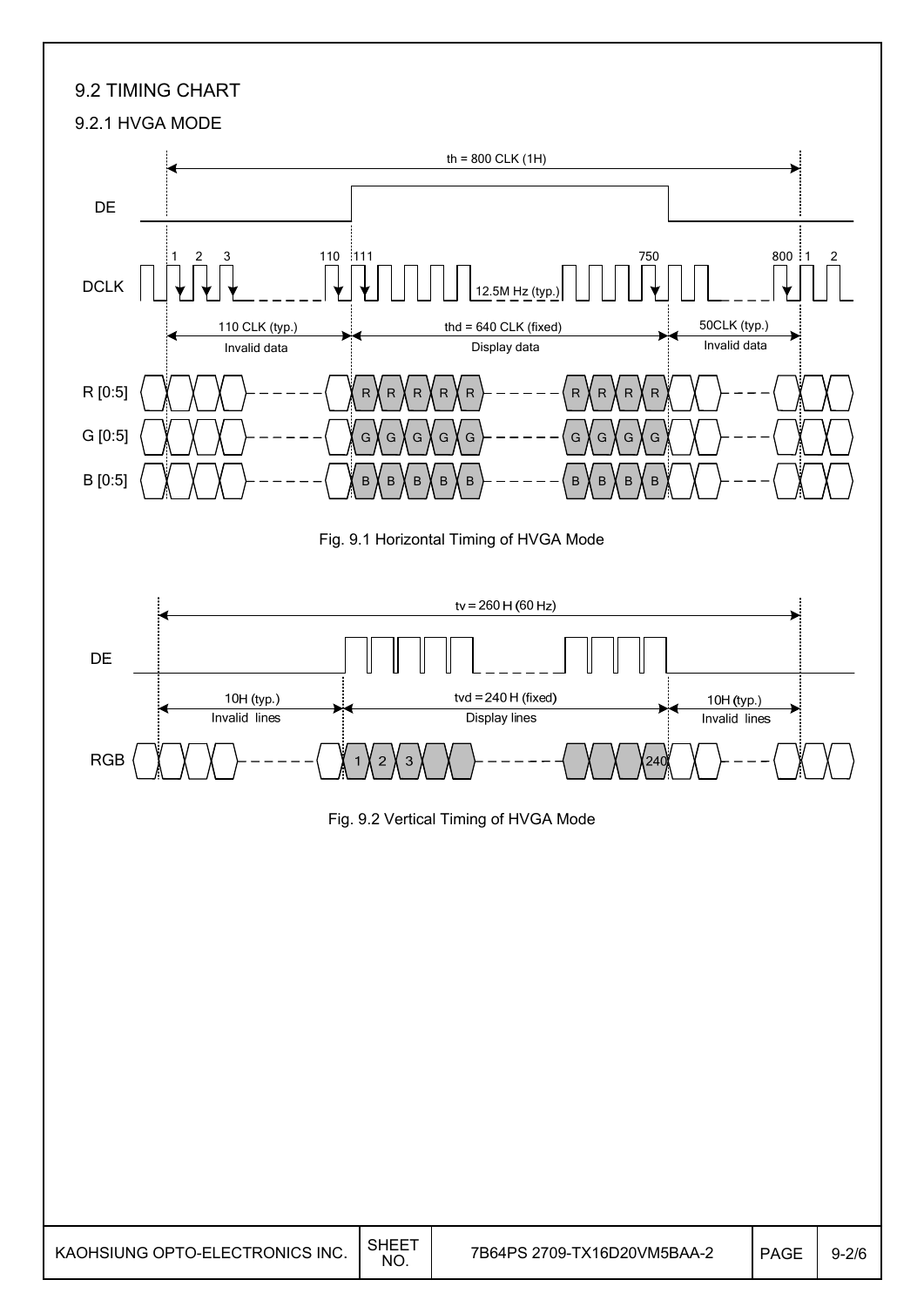## 9.2 TIMING CHART

### 9.2.1 HVGA MODE

th = 800 CLK (1H)

DE

DCLK: 1, 2, 3, 110, 111, 750, 800, 1, 2 — 12.5M Hz (typ.)

110 CLK (typ.) Invalid data | thd = 640 CLK (fixed) Display data | 50CLK (typ.) Invalid data

R [0:5]

G [0:5]

B [0:5]

Fig. 9.1 Horizontal Timing of HVGA Mode

tv = 260 H (60 Hz)

DE

10H (typ.) Invalid lines | tvd = 240 H (fixed) Display lines | 10H (typ.) Invalid lines

RGB: 1, 2, 3, 240

Fig. 9.2 Vertical Timing of HVGA Mode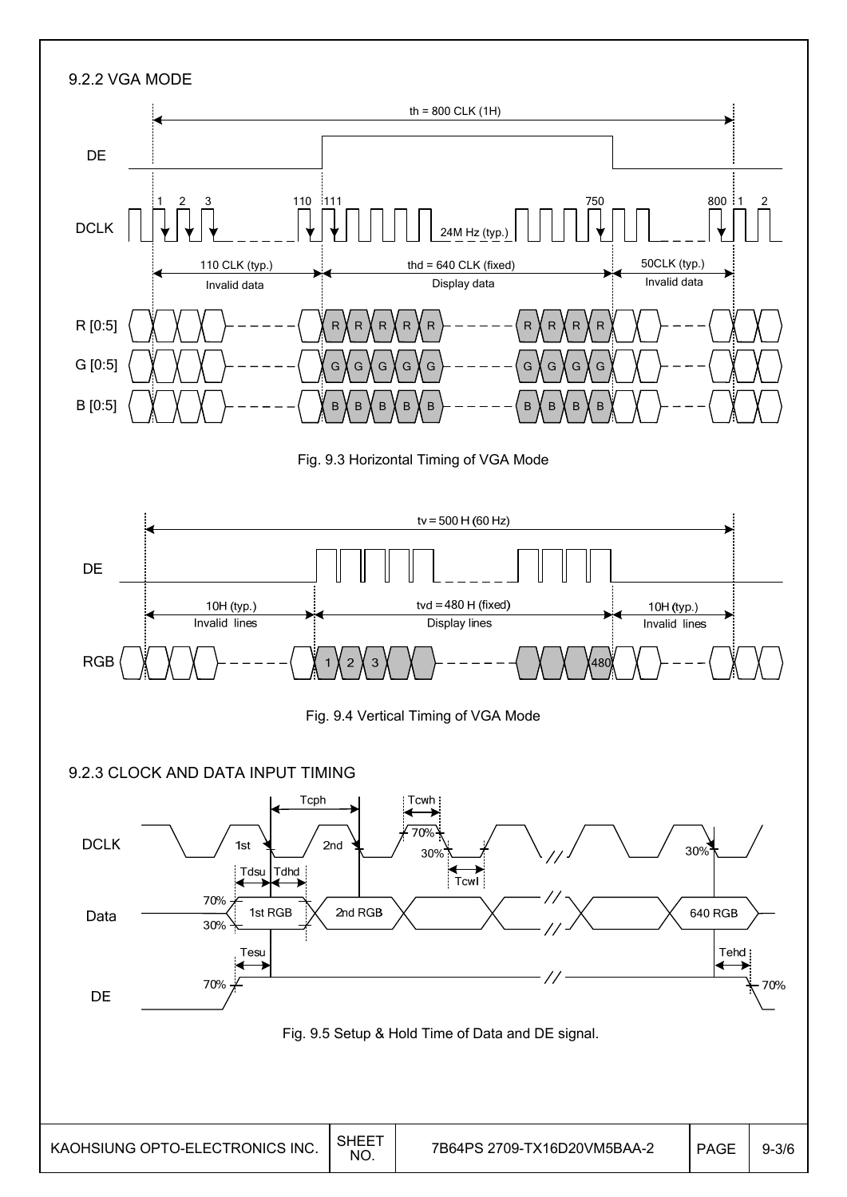### 9.2.2 VGA MODE

th = 800 CLK (1H)

DE

DCLK 1 2 3 110 111 750 800 1 2

24M Hz (typ.)

110 CLK (typ.) Invalid data | thd = 640 CLK (fixed) Display data | 50CLK (typ.) Invalid data

R [0:5]

G [0:5]

B [0:5]

Fig. 9.3 Horizontal Timing of VGA Mode

tv = 500 H (60 Hz)

DE

10H (typ.) Invalid lines | tvd = 480 H (fixed) Display lines | 10H (typ.) Invalid lines

RGB 1 2 3 480

Fig. 9.4 Vertical Timing of VGA Mode

### 9.2.3 CLOCK AND DATA INPUT TIMING

Tcph, Tcwh, Tcwl

DCLK 1st 2nd 70% 30%

Tdsu Tdhd

Data 1st RGB 2nd RGB 640 RGB

Tesu Tehd

DE 70%

Fig. 9.5 Setup & Hold Time of Data and DE signal.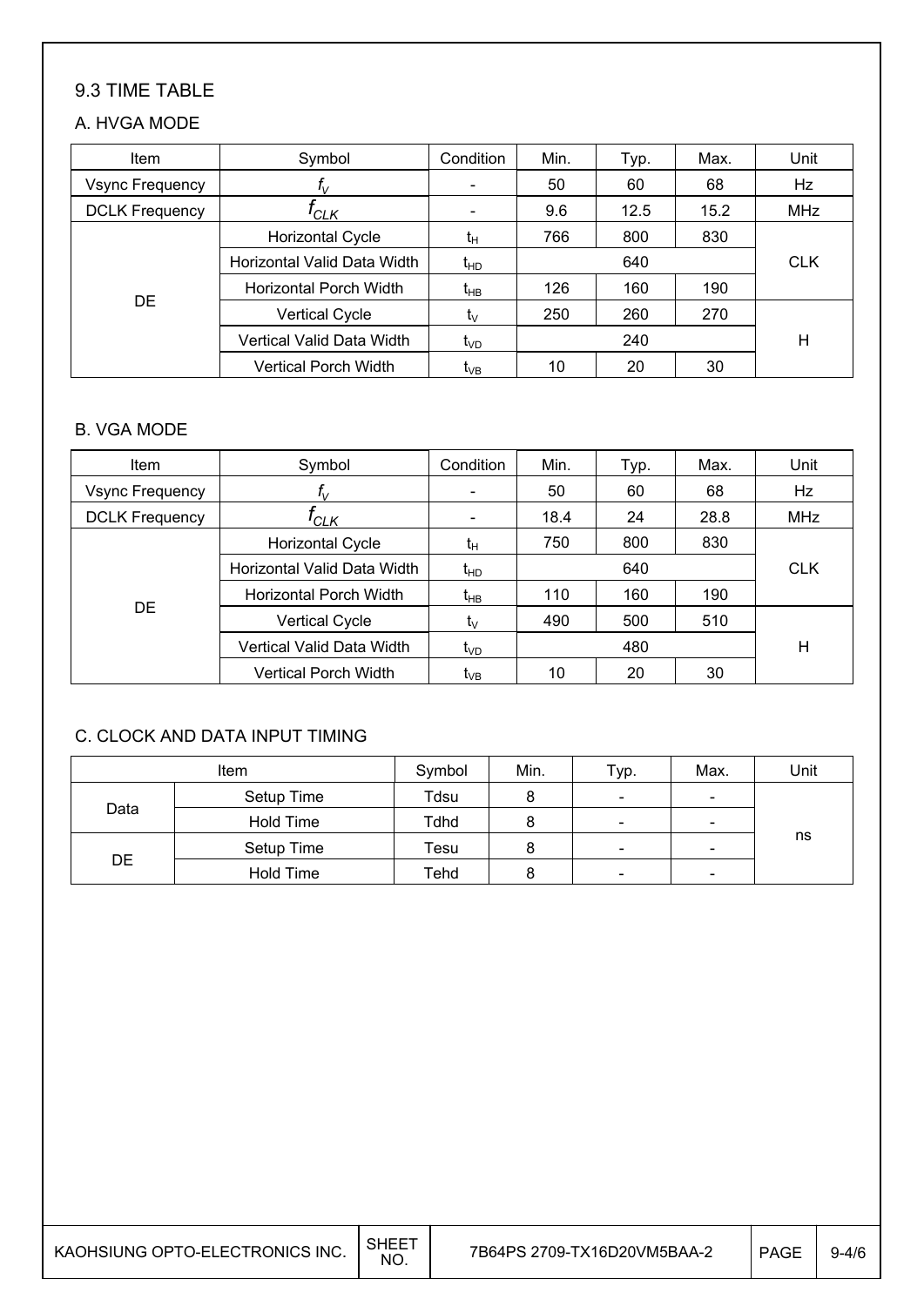## 9.3 TIME TABLE

### A. HVGA MODE

| Item | Symbol | Condition | Min. | Typ. | Max. | Unit |
|---|---|---|---|---|---|---|
| Vsync Frequency | $f_V$ | - | 50 | 60 | 68 | Hz |
| DCLK Frequency | $f_{CLK}$ | - | 9.6 | 12.5 | 15.2 | MHz |
| DE | Horizontal Cycle | $t_H$ | 766 | 800 | 830 | CLK |
| | Horizontal Valid Data Width | $t_{HD}$ | | 640 | | |
| | Horizontal Porch Width | $t_{HB}$ | 126 | 160 | 190 | |
| | Vertical Cycle | $t_V$ | 250 | 260 | 270 | H |
| | Vertical Valid Data Width | $t_{VD}$ | | 240 | | |
| | Vertical Porch Width | $t_{VB}$ | 10 | 20 | 30 | |

### B. VGA MODE

| Item | Symbol | Condition | Min. | Typ. | Max. | Unit |
|---|---|---|---|---|---|---|
| Vsync Frequency | $f_V$ | - | 50 | 60 | 68 | Hz |
| DCLK Frequency | $f_{CLK}$ | - | 18.4 | 24 | 28.8 | MHz |
| DE | Horizontal Cycle | $t_H$ | 750 | 800 | 830 | CLK |
| | Horizontal Valid Data Width | $t_{HD}$ | | 640 | | |
| | Horizontal Porch Width | $t_{HB}$ | 110 | 160 | 190 | |
| | Vertical Cycle | $t_V$ | 490 | 500 | 510 | H |
| | Vertical Valid Data Width | $t_{VD}$ | | 480 | | |
| | Vertical Porch Width | $t_{VB}$ | 10 | 20 | 30 | |

### C. CLOCK AND DATA INPUT TIMING

| Item | | Symbol | Min. | Typ. | Max. | Unit |
|---|---|---|---|---|---|---|
| Data | Setup Time | Tdsu | 8 | - | - | ns |
| | Hold Time | Tdhd | 8 | - | - | |
| DE | Setup Time | Tesu | 8 | - | - | |
| | Hold Time | Tehd | 8 | - | - | |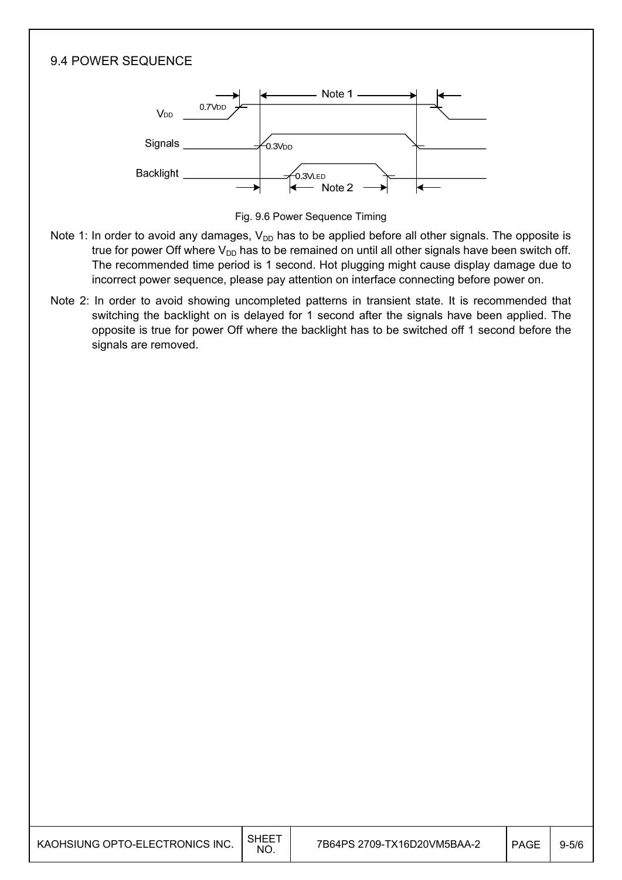## 9.4 POWER SEQUENCE

Fig. 9.6 Power Sequence Timing

Note 1: In order to avoid any damages, $V_{DD}$ has to be applied before all other signals. The opposite is true for power Off where $V_{DD}$ has to be remained on until all other signals have been switch off. The recommended time period is 1 second. Hot plugging might cause display damage due to incorrect power sequence, please pay attention on interface connecting before power on.

Note 2: In order to avoid showing uncompleted patterns in transient state. It is recommended that switching the backlight on is delayed for 1 second after the signals have been applied. The opposite is true for power Off where the backlight has to be switched off 1 second before the signals are removed.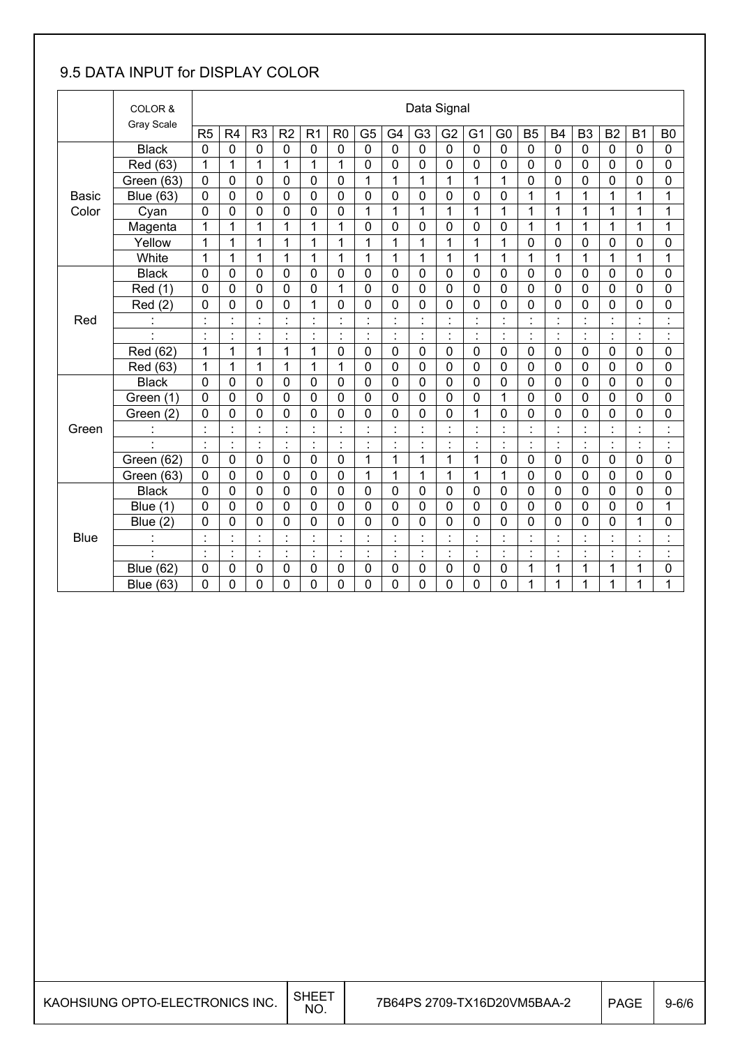## 9.5 DATA INPUT for DISPLAY COLOR

| | COLOR & Gray Scale | Data Signal | | | | | | | | | | | | | | | | | |
|---|---|---|---|---|---|---|---|---|---|---|---|---|---|---|---|---|---|---|---|
| | | R5 | R4 | R3 | R2 | R1 | R0 | G5 | G4 | G3 | G2 | G1 | G0 | B5 | B4 | B3 | B2 | B1 | B0 |
| Basic Color | Black | 0 | 0 | 0 | 0 | 0 | 0 | 0 | 0 | 0 | 0 | 0 | 0 | 0 | 0 | 0 | 0 | 0 | 0 |
| | Red (63) | 1 | 1 | 1 | 1 | 1 | 1 | 0 | 0 | 0 | 0 | 0 | 0 | 0 | 0 | 0 | 0 | 0 | 0 |
| | Green (63) | 0 | 0 | 0 | 0 | 0 | 0 | 1 | 1 | 1 | 1 | 1 | 1 | 0 | 0 | 0 | 0 | 0 | 0 |
| | Blue (63) | 0 | 0 | 0 | 0 | 0 | 0 | 0 | 0 | 0 | 0 | 0 | 0 | 1 | 1 | 1 | 1 | 1 | 1 |
| | Cyan | 0 | 0 | 0 | 0 | 0 | 0 | 1 | 1 | 1 | 1 | 1 | 1 | 1 | 1 | 1 | 1 | 1 | 1 |
| | Magenta | 1 | 1 | 1 | 1 | 1 | 1 | 0 | 0 | 0 | 0 | 0 | 0 | 1 | 1 | 1 | 1 | 1 | 1 |
| | Yellow | 1 | 1 | 1 | 1 | 1 | 1 | 1 | 1 | 1 | 1 | 1 | 1 | 0 | 0 | 0 | 0 | 0 | 0 |
| | White | 1 | 1 | 1 | 1 | 1 | 1 | 1 | 1 | 1 | 1 | 1 | 1 | 1 | 1 | 1 | 1 | 1 | 1 |
| Red | Black | 0 | 0 | 0 | 0 | 0 | 0 | 0 | 0 | 0 | 0 | 0 | 0 | 0 | 0 | 0 | 0 | 0 | 0 |
| | Red (1) | 0 | 0 | 0 | 0 | 0 | 1 | 0 | 0 | 0 | 0 | 0 | 0 | 0 | 0 | 0 | 0 | 0 | 0 |
| | Red (2) | 0 | 0 | 0 | 0 | 1 | 0 | 0 | 0 | 0 | 0 | 0 | 0 | 0 | 0 | 0 | 0 | 0 | 0 |
| | : | : | : | : | : | : | : | : | : | : | : | : | : | : | : | : | : | : | : |
| | : | : | : | : | : | : | : | : | : | : | : | : | : | : | : | : | : | : | : |
| | Red (62) | 1 | 1 | 1 | 1 | 1 | 0 | 0 | 0 | 0 | 0 | 0 | 0 | 0 | 0 | 0 | 0 | 0 | 0 |
| | Red (63) | 1 | 1 | 1 | 1 | 1 | 1 | 0 | 0 | 0 | 0 | 0 | 0 | 0 | 0 | 0 | 0 | 0 | 0 |
| Green | Black | 0 | 0 | 0 | 0 | 0 | 0 | 0 | 0 | 0 | 0 | 0 | 0 | 0 | 0 | 0 | 0 | 0 | 0 |
| | Green (1) | 0 | 0 | 0 | 0 | 0 | 0 | 0 | 0 | 0 | 0 | 0 | 1 | 0 | 0 | 0 | 0 | 0 | 0 |
| | Green (2) | 0 | 0 | 0 | 0 | 0 | 0 | 0 | 0 | 0 | 0 | 1 | 0 | 0 | 0 | 0 | 0 | 0 | 0 |
| | : | : | : | : | : | : | : | : | : | : | : | : | : | : | : | : | : | : | : |
| | : | : | : | : | : | : | : | : | : | : | : | : | : | : | : | : | : | : | : |
| | Green (62) | 0 | 0 | 0 | 0 | 0 | 0 | 1 | 1 | 1 | 1 | 1 | 0 | 0 | 0 | 0 | 0 | 0 | 0 |
| | Green (63) | 0 | 0 | 0 | 0 | 0 | 0 | 1 | 1 | 1 | 1 | 1 | 1 | 0 | 0 | 0 | 0 | 0 | 0 |
| Blue | Black | 0 | 0 | 0 | 0 | 0 | 0 | 0 | 0 | 0 | 0 | 0 | 0 | 0 | 0 | 0 | 0 | 0 | 0 |
| | Blue (1) | 0 | 0 | 0 | 0 | 0 | 0 | 0 | 0 | 0 | 0 | 0 | 0 | 0 | 0 | 0 | 0 | 0 | 1 |
| | Blue (2) | 0 | 0 | 0 | 0 | 0 | 0 | 0 | 0 | 0 | 0 | 0 | 0 | 0 | 0 | 0 | 0 | 1 | 0 |
| | : | : | : | : | : | : | : | : | : | : | : | : | : | : | : | : | : | : | : |
| | : | : | : | : | : | : | : | : | : | : | : | : | : | : | : | : | : | : | : |
| | Blue (62) | 0 | 0 | 0 | 0 | 0 | 0 | 0 | 0 | 0 | 0 | 0 | 0 | 1 | 1 | 1 | 1 | 1 | 0 |
| | Blue (63) | 0 | 0 | 0 | 0 | 0 | 0 | 0 | 0 | 0 | 0 | 0 | 0 | 1 | 1 | 1 | 1 | 1 | 1 |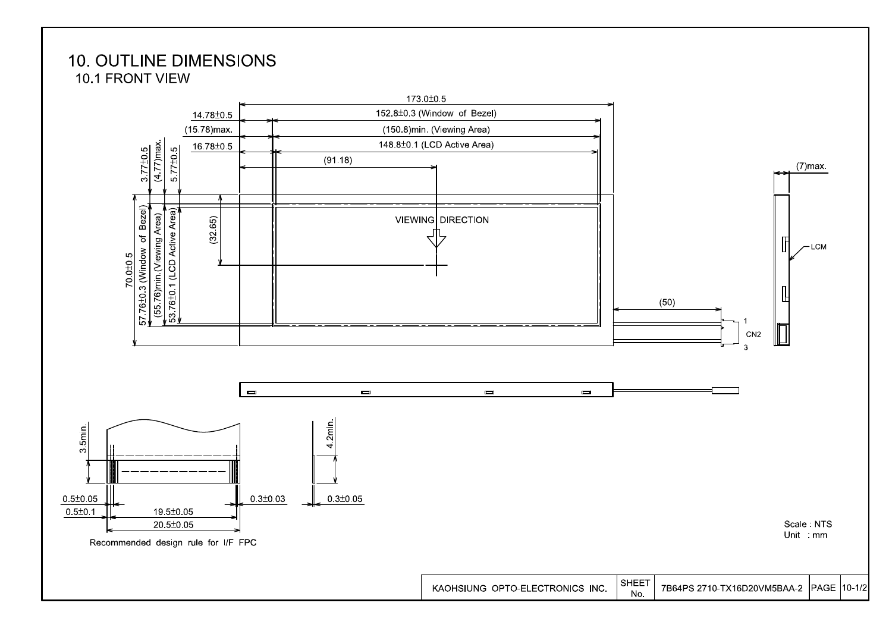# 10. OUTLINE DIMENSIONS

## 10.1 FRONT VIEW

173.0±0.5

14.78±0.5 — 152.8±0.3 (Window of Bezel)

(15.78)max. — (150.8)min. (Viewing Area)

16.78±0.5 — 148.8±0.1 (LCD Active Area)

(91.18)

3.77±0.5 (4.77)max. 5.77±0.5

70.0±0.5

57.76±0.3 (Window of Bezel)

(55.76)min.(Viewing Area)

53.76±0.1 (LCD Active Area)

(32.65)

VIEWING DIRECTION

(50)

1 CN2 3

(7)max.

LCM

3.5min.

4.2min.

0.5±0.05

0.5±0.1

19.5±0.05

20.5±0.05

0.3±0.03

0.3±0.05

Recommended design rule for I/F FPC

Scale : NTS
Unit : mm

KAOHSIUNG OPTO-ELECTRONICS INC. | SHEET No. 7B64PS 2710-TX16D20VM5BAA-2 | PAGE 10-1/2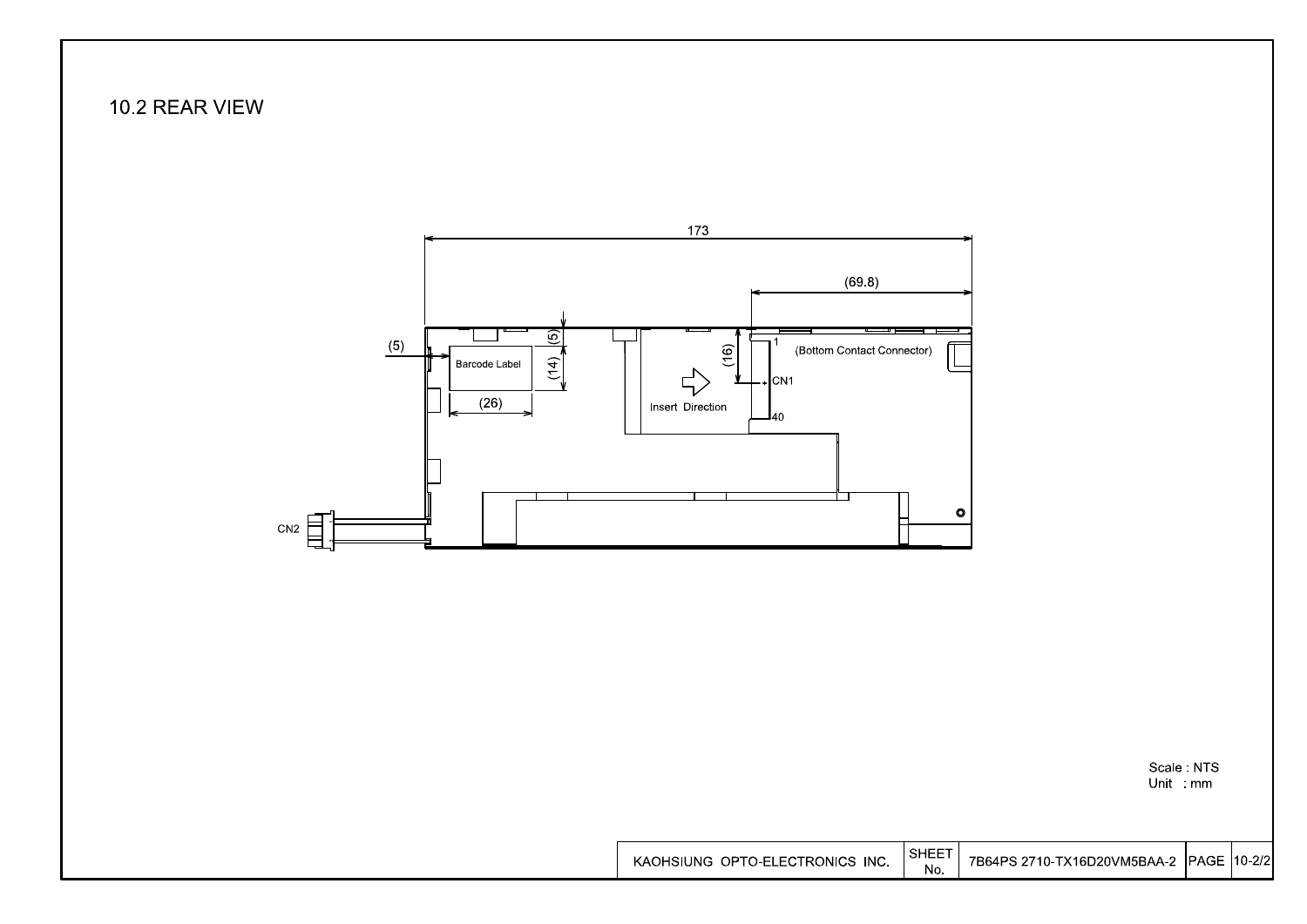## 10.2 REAR VIEW

173

(69.8)

(5)

(5)

(14)

(16)

Barcode Label

(26)

1

(Bottom Contact Connector)

CN1

Insert Direction

40

CN2

Scale : NTS
Unit : mm

| KAOHSIUNG OPTO-ELECTRONICS INC. | SHEET No. | 7B64PS 2710-TX16D20VM5BAA-2 | PAGE | 10-2/2 |
| --- | --- | --- | --- | --- |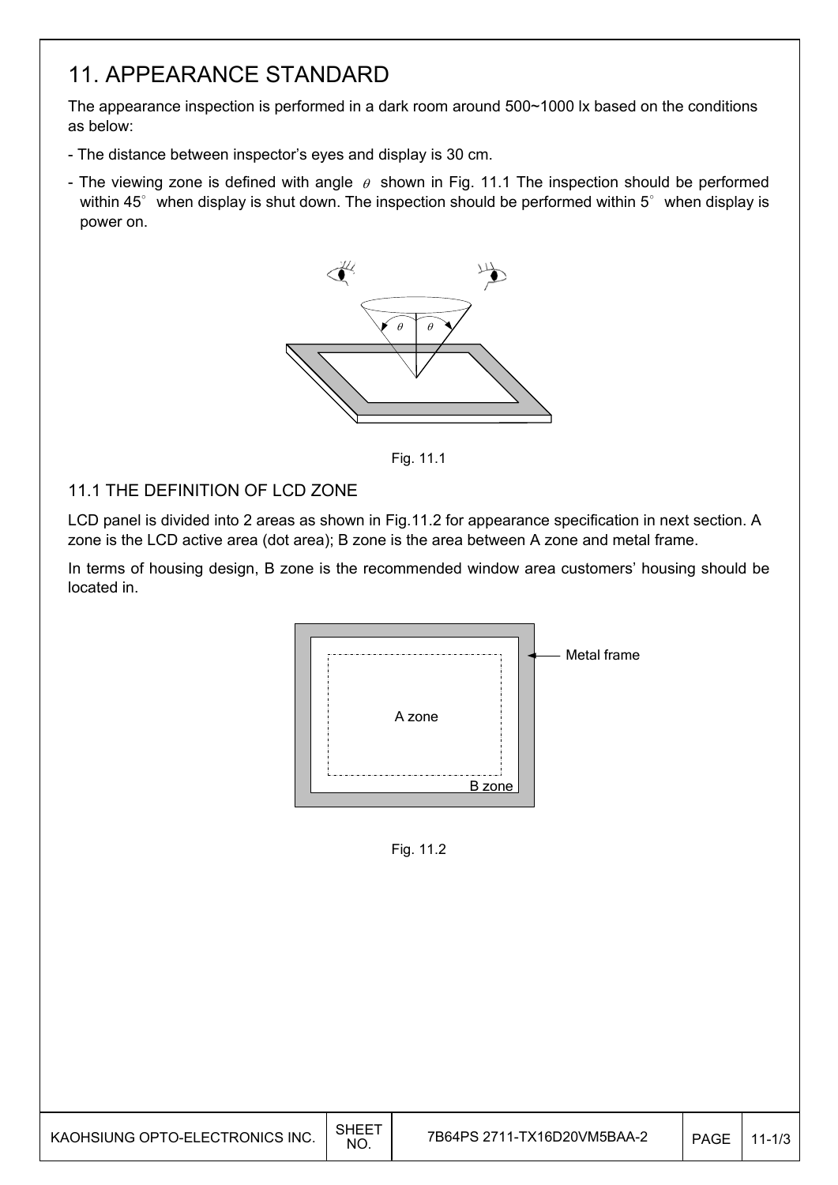# 11. APPEARANCE STANDARD

The appearance inspection is performed in a dark room around 500~1000 lx based on the conditions as below:

- The distance between inspector's eyes and display is 30 cm.
- The viewing zone is defined with angle $\theta$ shown in Fig. 11.1 The inspection should be performed within 45° when display is shut down. The inspection should be performed within 5° when display is power on.

Fig. 11.1

## 11.1 THE DEFINITION OF LCD ZONE

LCD panel is divided into 2 areas as shown in Fig.11.2 for appearance specification in next section. A zone is the LCD active area (dot area); B zone is the area between A zone and metal frame.

In terms of housing design, B zone is the recommended window area customers' housing should be located in.

Fig. 11.2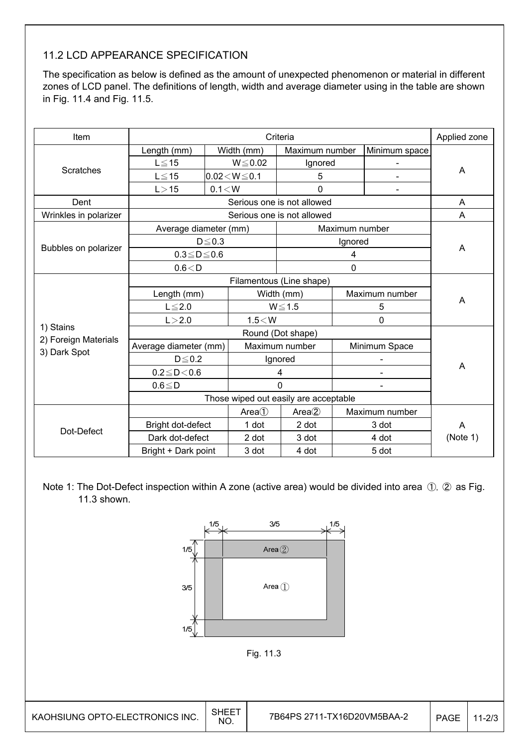## 11.2 LCD APPEARANCE SPECIFICATION

The specification as below is defined as the amount of unexpected phenomenon or material in different zones of LCD panel. The definitions of length, width and average diameter using in the table are shown in Fig. 11.4 and Fig. 11.5.

| Item | Criteria | | | | Applied zone |
|---|---|---|---|---|---|
| Scratches | Length (mm) | Width (mm) | Maximum number | Minimum space | A |
| | L≦15 | W≦0.02 | Ignored | - | |
| | L≦15 | 0.02＜W≦0.1 | 5 | - | |
| | L＞15 | 0.1＜W | 0 | - | |
| Dent | Serious one is not allowed | | | | A |
| Wrinkles in polarizer | Serious one is not allowed | | | | A |
| Bubbles on polarizer | Average diameter (mm) | | Maximum number | | A |
| | D≦0.3 | | Ignored | | |
| | 0.3≦D≦0.6 | | 4 | | |
| | 0.6＜D | | 0 | | |
| 1) Stains<br>2) Foreign Materials<br>3) Dark Spot | Filamentous (Line shape) | | | | A |
| | Length (mm) | Width (mm) | | Maximum number | |
| | L≦2.0 | W≦1.5 | | 5 | |
| | L＞2.0 | 1.5＜W | | 0 | |
| | Round (Dot shape) | | | | A |
| | Average diameter (mm) | Maximum number | | Minimum Space | |
| | D≦0.2 | Ignored | | - | |
| | 0.2≦D＜0.6 | 4 | | - | |
| | 0.6≦D | 0 | | - | |
| | Those wiped out easily are acceptable | | | | |
| Dot-Defect | | Area① | Area② | Maximum number | A<br>(Note 1) |
| | Bright dot-defect | 1 dot | 2 dot | 3 dot | |
| | Dark dot-defect | 2 dot | 3 dot | 4 dot | |
| | Bright + Dark point | 3 dot | 4 dot | 5 dot | |

Note 1: The Dot-Defect inspection within A zone (active area) would be divided into area ①, ② as Fig. 11.3 shown.

1/5 3/5 1/5

Area ②

Area ①

Fig. 11.3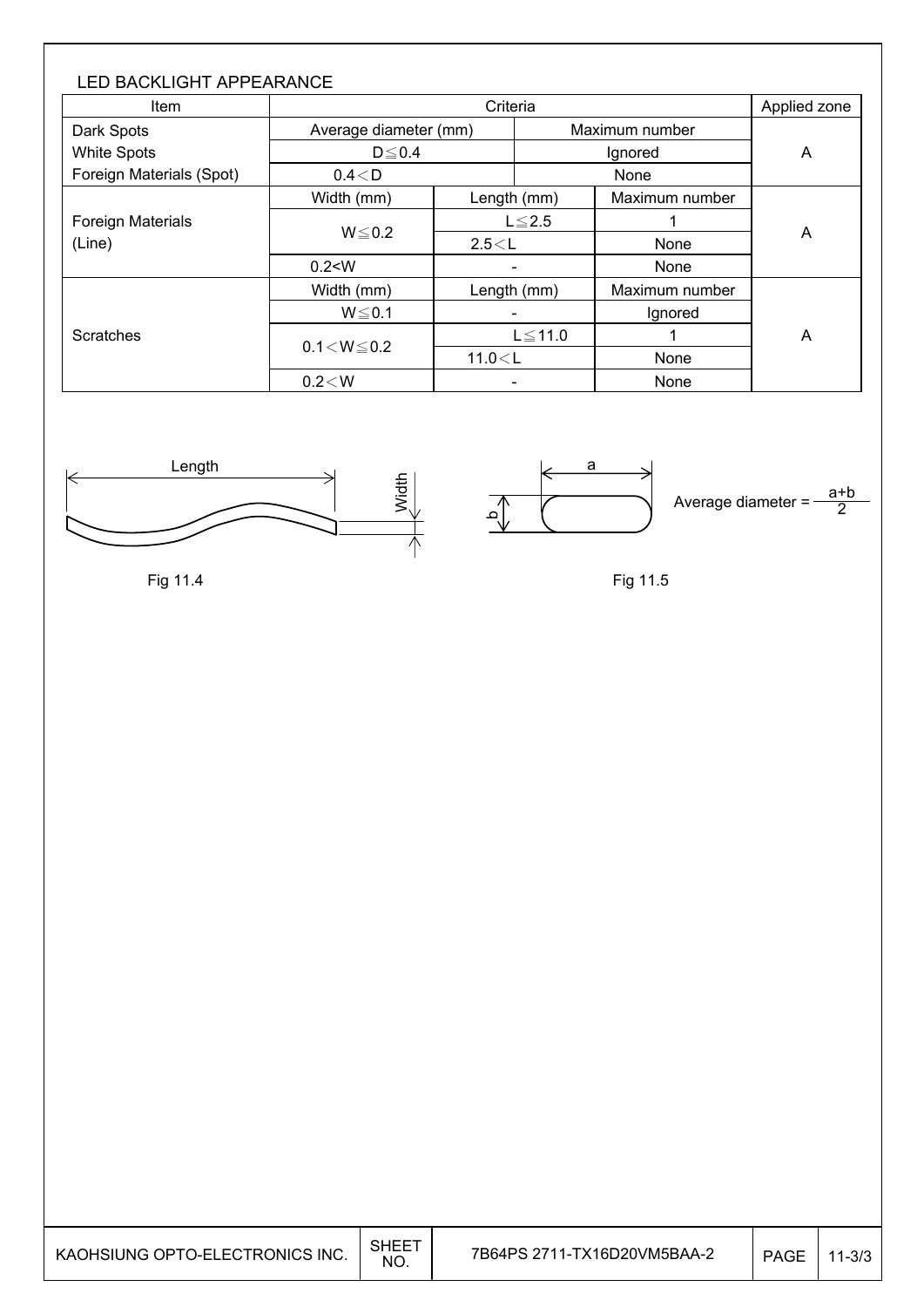LED BACKLIGHT APPEARANCE

| Item | Criteria | | | Applied zone |
|---|---|---|---|---|
| Dark Spots<br>White Spots<br>Foreign Materials (Spot) | Average diameter (mm) | | Maximum number | A |
| | D≦0.4 | | Ignored | |
| | 0.4＜D | | None | |
| Foreign Materials (Line) | Width (mm) | Length (mm) | Maximum number | A |
| | W≦0.2 | L≦2.5 | 1 | |
| | | 2.5＜L | None | |
| | 0.2<W | - | None | |
| Scratches | Width (mm) | Length (mm) | Maximum number | A |
| | W≦0.1 | - | Ignored | |
| | 0.1＜W≦0.2 | L≦11.0 | 1 | |
| | | 11.0＜L | None | |
| | 0.2＜W | - | None | |

Length

Width

Fig 11.4

a

b

$$\text{Average diameter} = \frac{a+b}{2}$$

Fig 11.5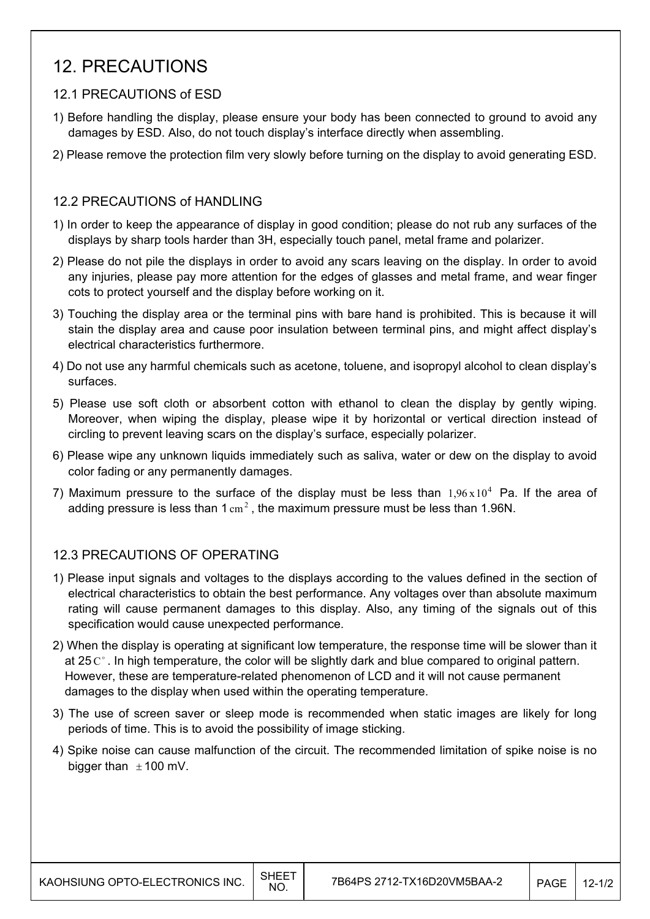# 12. PRECAUTIONS

## 12.1 PRECAUTIONS of ESD

1) Before handling the display, please ensure your body has been connected to ground to avoid any damages by ESD. Also, do not touch display's interface directly when assembling.

2) Please remove the protection film very slowly before turning on the display to avoid generating ESD.

## 12.2 PRECAUTIONS of HANDLING

1) In order to keep the appearance of display in good condition; please do not rub any surfaces of the displays by sharp tools harder than 3H, especially touch panel, metal frame and polarizer.

2) Please do not pile the displays in order to avoid any scars leaving on the display. In order to avoid any injuries, please pay more attention for the edges of glasses and metal frame, and wear finger cots to protect yourself and the display before working on it.

3) Touching the display area or the terminal pins with bare hand is prohibited. This is because it will stain the display area and cause poor insulation between terminal pins, and might affect display's electrical characteristics furthermore.

4) Do not use any harmful chemicals such as acetone, toluene, and isopropyl alcohol to clean display's surfaces.

5) Please use soft cloth or absorbent cotton with ethanol to clean the display by gently wiping. Moreover, when wiping the display, please wipe it by horizontal or vertical direction instead of circling to prevent leaving scars on the display's surface, especially polarizer.

6) Please wipe any unknown liquids immediately such as saliva, water or dew on the display to avoid color fading or any permanently damages.

7) Maximum pressure to the surface of the display must be less than $1{,}96 \times 10^4$ Pa. If the area of adding pressure is less than 1 $cm^2$, the maximum pressure must be less than 1.96N.

## 12.3 PRECAUTIONS OF OPERATING

1) Please input signals and voltages to the displays according to the values defined in the section of electrical characteristics to obtain the best performance. Any voltages over than absolute maximum rating will cause permanent damages to this display. Also, any timing of the signals out of this specification would cause unexpected performance.

2) When the display is operating at significant low temperature, the response time will be slower than it at 25 $C^{\circ}$. In high temperature, the color will be slightly dark and blue compared to original pattern. However, these are temperature-related phenomenon of LCD and it will not cause permanent damages to the display when used within the operating temperature.

3) The use of screen saver or sleep mode is recommended when static images are likely for long periods of time. This is to avoid the possibility of image sticking.

4) Spike noise can cause malfunction of the circuit. The recommended limitation of spike noise is no bigger than $\pm$100 mV.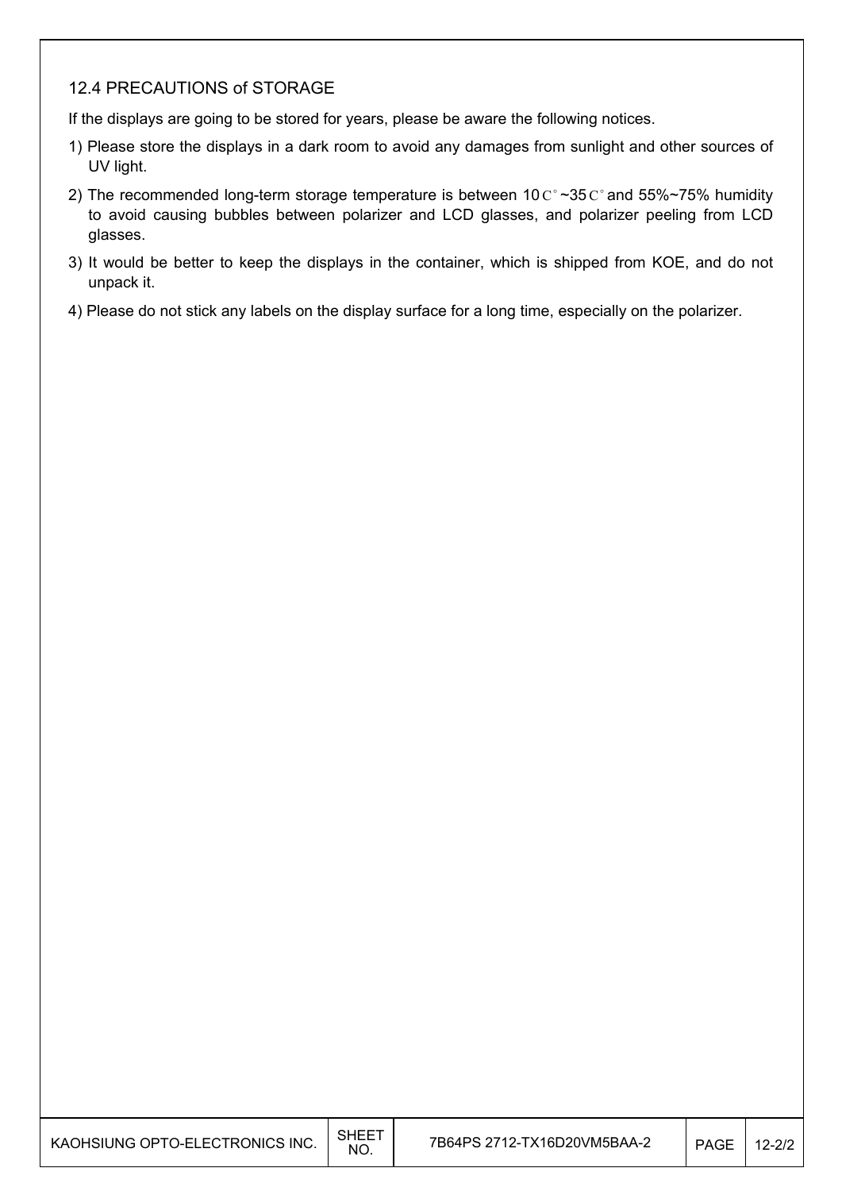## 12.4 PRECAUTIONS of STORAGE

If the displays are going to be stored for years, please be aware the following notices.

1) Please store the displays in a dark room to avoid any damages from sunlight and other sources of UV light.
2) The recommended long-term storage temperature is between 10C°~35C° and 55%~75% humidity to avoid causing bubbles between polarizer and LCD glasses, and polarizer peeling from LCD glasses.
3) It would be better to keep the displays in the container, which is shipped from KOE, and do not unpack it.
4) Please do not stick any labels on the display surface for a long time, especially on the polarizer.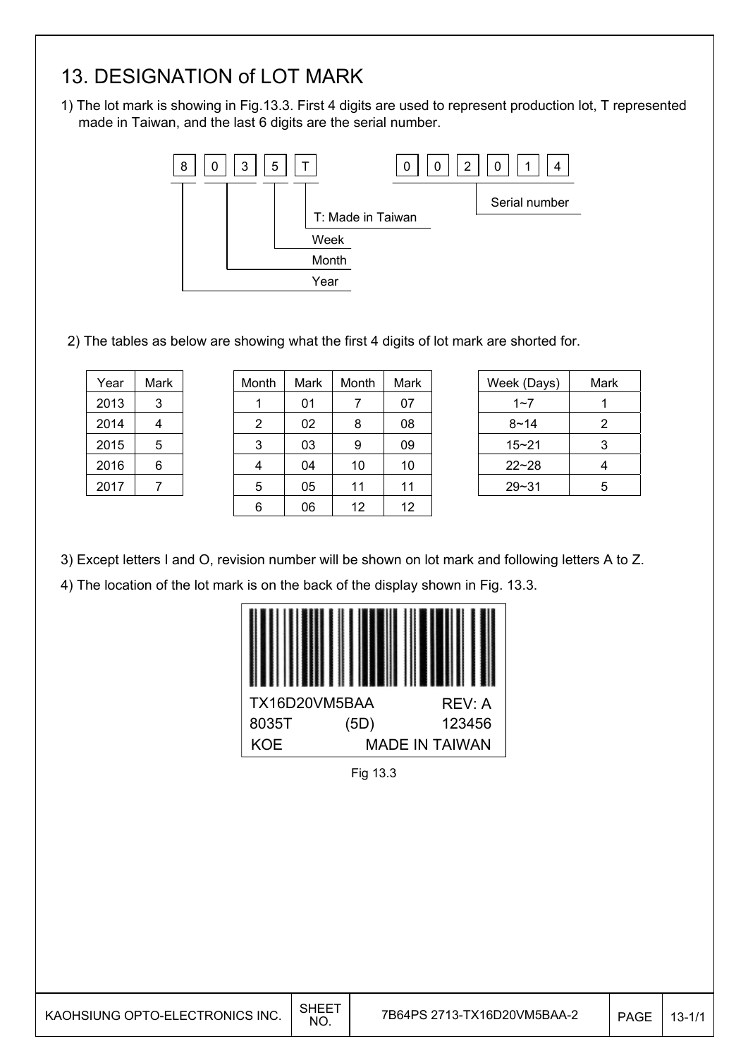# 13. DESIGNATION of LOT MARK

1) The lot mark is showing in Fig.13.3. First 4 digits are used to represent production lot, T represented made in Taiwan, and the last 6 digits are the serial number.

8 0 3 5 T    0 0 2 0 1 4

T: Made in Taiwan

Week

Month

Year

Serial number

2) The tables as below are showing what the first 4 digits of lot mark are shorted for.

| Year | Mark |
|---|---|
| 2013 | 3 |
| 2014 | 4 |
| 2015 | 5 |
| 2016 | 6 |
| 2017 | 7 |

| Month | Mark | Month | Mark |
|---|---|---|---|
| 1 | 01 | 7 | 07 |
| 2 | 02 | 8 | 08 |
| 3 | 03 | 9 | 09 |
| 4 | 04 | 10 | 10 |
| 5 | 05 | 11 | 11 |
| 6 | 06 | 12 | 12 |

| Week (Days) | Mark |
|---|---|
| 1~7 | 1 |
| 8~14 | 2 |
| 15~21 | 3 |
| 22~28 | 4 |
| 29~31 | 5 |

3) Except letters I and O, revision number will be shown on lot mark and following letters A to Z.

4) The location of the lot mark is on the back of the display shown in Fig. 13.3.

TX16D20VM5BAA REV: A

8035T (5D) 123456

KOE MADE IN TAIWAN

Fig 13.3